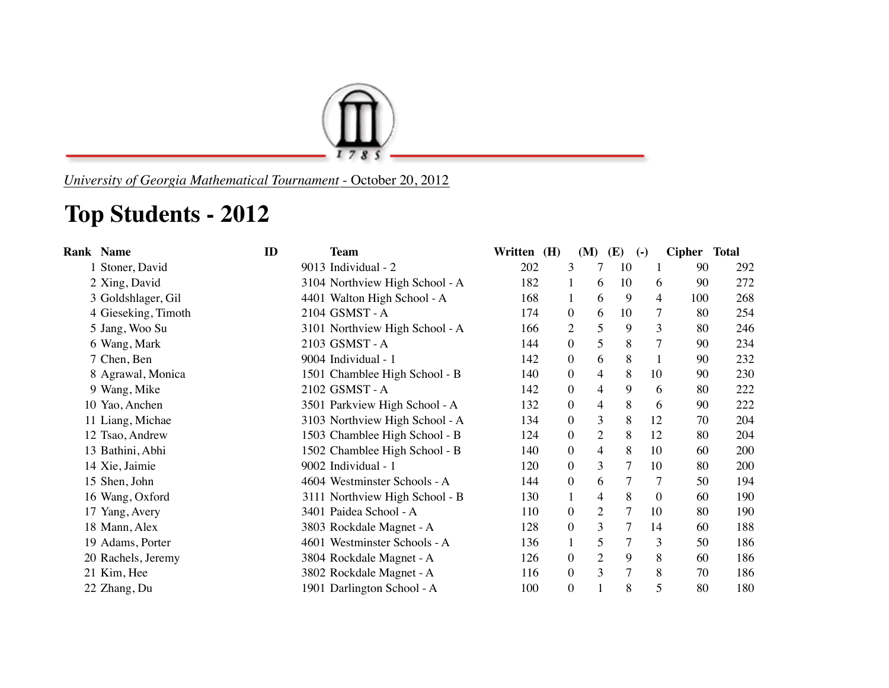*University of Georgia Mathematical Tournament* - October 20, 2012

# Top Students - 2012

| Rank | Name | ID | Team | Written | (H) | (M) | (E) | (-) | Cipher | Total |
|---|---|---|---|---|---|---|---|---|---|---|
| 1 | Stoner, David | 9013 | Individual - 2 | 202 | 3 | 7 | 10 | 1 | 90 | 292 |
| 2 | Xing, David | 3104 | Northview High School - A | 182 | 1 | 6 | 10 | 6 | 90 | 272 |
| 3 | Goldshlager, Gil | 4401 | Walton High School - A | 168 | 1 | 6 | 9 | 4 | 100 | 268 |
| 4 | Gieseking, Timoth | 2104 | GSMST - A | 174 | 0 | 6 | 10 | 7 | 80 | 254 |
| 5 | Jang, Woo Su | 3101 | Northview High School - A | 166 | 2 | 5 | 9 | 3 | 80 | 246 |
| 6 | Wang, Mark | 2103 | GSMST - A | 144 | 0 | 5 | 8 | 7 | 90 | 234 |
| 7 | Chen, Ben | 9004 | Individual - 1 | 142 | 0 | 6 | 8 | 1 | 90 | 232 |
| 8 | Agrawal, Monica | 1501 | Chamblee High School - B | 140 | 0 | 4 | 8 | 10 | 90 | 230 |
| 9 | Wang, Mike | 2102 | GSMST - A | 142 | 0 | 4 | 9 | 6 | 80 | 222 |
| 10 | Yao, Anchen | 3501 | Parkview High School - A | 132 | 0 | 4 | 8 | 6 | 90 | 222 |
| 11 | Liang, Michae | 3103 | Northview High School - A | 134 | 0 | 3 | 8 | 12 | 70 | 204 |
| 12 | Tsao, Andrew | 1503 | Chamblee High School - B | 124 | 0 | 2 | 8 | 12 | 80 | 204 |
| 13 | Bathini, Abhi | 1502 | Chamblee High School - B | 140 | 0 | 4 | 8 | 10 | 60 | 200 |
| 14 | Xie, Jaimie | 9002 | Individual - 1 | 120 | 0 | 3 | 7 | 10 | 80 | 200 |
| 15 | Shen, John | 4604 | Westminster Schools - A | 144 | 0 | 6 | 7 | 7 | 50 | 194 |
| 16 | Wang, Oxford | 3111 | Northview High School - B | 130 | 1 | 4 | 8 | 0 | 60 | 190 |
| 17 | Yang, Avery | 3401 | Paidea School - A | 110 | 0 | 2 | 7 | 10 | 80 | 190 |
| 18 | Mann, Alex | 3803 | Rockdale Magnet - A | 128 | 0 | 3 | 7 | 14 | 60 | 188 |
| 19 | Adams, Porter | 4601 | Westminster Schools - A | 136 | 1 | 5 | 7 | 3 | 50 | 186 |
| 20 | Rachels, Jeremy | 3804 | Rockdale Magnet - A | 126 | 0 | 2 | 9 | 8 | 60 | 186 |
| 21 | Kim, Hee | 3802 | Rockdale Magnet - A | 116 | 0 | 3 | 7 | 8 | 70 | 186 |
| 22 | Zhang, Du | 1901 | Darlington School - A | 100 | 0 | 1 | 8 | 5 | 80 | 180 |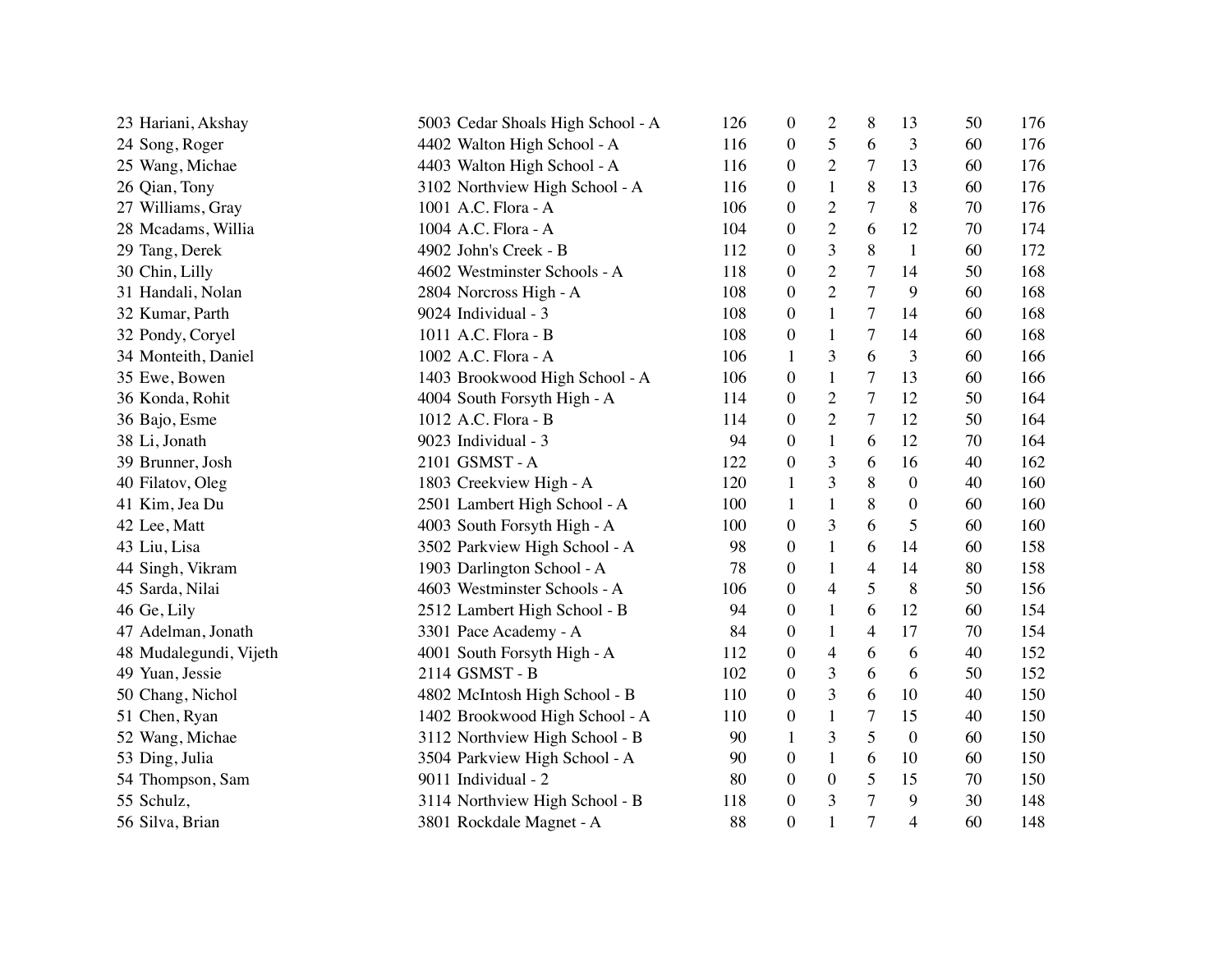| | | | | | | | | |
|---|---|---|---|---|---|---|---|---|
| 23 Hariani, Akshay | 5003 Cedar Shoals High School - A | 126 | 0 | 2 | 8 | 13 | 50 | 176 |
| 24 Song, Roger | 4402 Walton High School - A | 116 | 0 | 5 | 6 | 3 | 60 | 176 |
| 25 Wang, Michae | 4403 Walton High School - A | 116 | 0 | 2 | 7 | 13 | 60 | 176 |
| 26 Qian, Tony | 3102 Northview High School - A | 116 | 0 | 1 | 8 | 13 | 60 | 176 |
| 27 Williams, Gray | 1001 A.C. Flora - A | 106 | 0 | 2 | 7 | 8 | 70 | 176 |
| 28 Mcadams, Willia | 1004 A.C. Flora - A | 104 | 0 | 2 | 6 | 12 | 70 | 174 |
| 29 Tang, Derek | 4902 John's Creek - B | 112 | 0 | 3 | 8 | 1 | 60 | 172 |
| 30 Chin, Lilly | 4602 Westminster Schools - A | 118 | 0 | 2 | 7 | 14 | 50 | 168 |
| 31 Handali, Nolan | 2804 Norcross High - A | 108 | 0 | 2 | 7 | 9 | 60 | 168 |
| 32 Kumar, Parth | 9024 Individual - 3 | 108 | 0 | 1 | 7 | 14 | 60 | 168 |
| 32 Pondy, Coryel | 1011 A.C. Flora - B | 108 | 0 | 1 | 7 | 14 | 60 | 168 |
| 34 Monteith, Daniel | 1002 A.C. Flora - A | 106 | 1 | 3 | 6 | 3 | 60 | 166 |
| 35 Ewe, Bowen | 1403 Brookwood High School - A | 106 | 0 | 1 | 7 | 13 | 60 | 166 |
| 36 Konda, Rohit | 4004 South Forsyth High - A | 114 | 0 | 2 | 7 | 12 | 50 | 164 |
| 36 Bajo, Esme | 1012 A.C. Flora - B | 114 | 0 | 2 | 7 | 12 | 50 | 164 |
| 38 Li, Jonath | 9023 Individual - 3 | 94 | 0 | 1 | 6 | 12 | 70 | 164 |
| 39 Brunner, Josh | 2101 GSMST - A | 122 | 0 | 3 | 6 | 16 | 40 | 162 |
| 40 Filatov, Oleg | 1803 Creekview High - A | 120 | 1 | 3 | 8 | 0 | 40 | 160 |
| 41 Kim, Jea Du | 2501 Lambert High School - A | 100 | 1 | 1 | 8 | 0 | 60 | 160 |
| 42 Lee, Matt | 4003 South Forsyth High - A | 100 | 0 | 3 | 6 | 5 | 60 | 160 |
| 43 Liu, Lisa | 3502 Parkview High School - A | 98 | 0 | 1 | 6 | 14 | 60 | 158 |
| 44 Singh, Vikram | 1903 Darlington School - A | 78 | 0 | 1 | 4 | 14 | 80 | 158 |
| 45 Sarda, Nilai | 4603 Westminster Schools - A | 106 | 0 | 4 | 5 | 8 | 50 | 156 |
| 46 Ge, Lily | 2512 Lambert High School - B | 94 | 0 | 1 | 6 | 12 | 60 | 154 |
| 47 Adelman, Jonath | 3301 Pace Academy - A | 84 | 0 | 1 | 4 | 17 | 70 | 154 |
| 48 Mudalegundi, Vijeth | 4001 South Forsyth High - A | 112 | 0 | 4 | 6 | 6 | 40 | 152 |
| 49 Yuan, Jessie | 2114 GSMST - B | 102 | 0 | 3 | 6 | 6 | 50 | 152 |
| 50 Chang, Nichol | 4802 McIntosh High School - B | 110 | 0 | 3 | 6 | 10 | 40 | 150 |
| 51 Chen, Ryan | 1402 Brookwood High School - A | 110 | 0 | 1 | 7 | 15 | 40 | 150 |
| 52 Wang, Michae | 3112 Northview High School - B | 90 | 1 | 3 | 5 | 0 | 60 | 150 |
| 53 Ding, Julia | 3504 Parkview High School - A | 90 | 0 | 1 | 6 | 10 | 60 | 150 |
| 54 Thompson, Sam | 9011 Individual - 2 | 80 | 0 | 0 | 5 | 15 | 70 | 150 |
| 55 Schulz, | 3114 Northview High School - B | 118 | 0 | 3 | 7 | 9 | 30 | 148 |
| 56 Silva, Brian | 3801 Rockdale Magnet - A | 88 | 0 | 1 | 7 | 4 | 60 | 148 |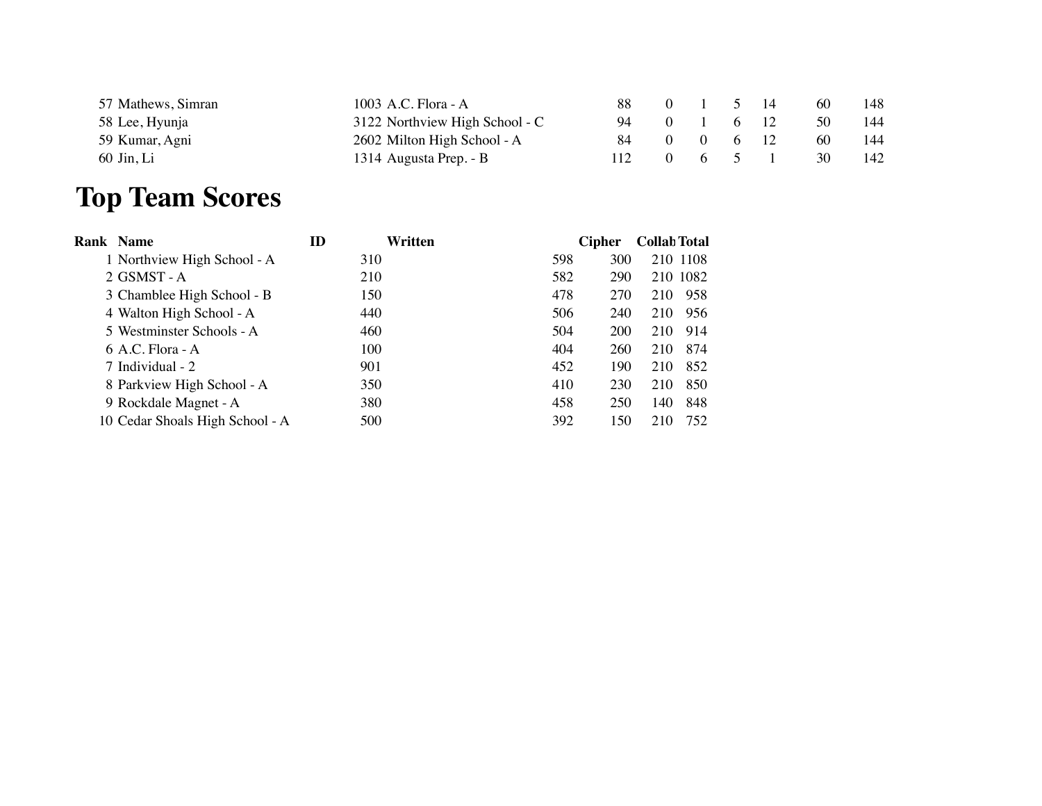| | | | | | | | | | |
|---|---|---|---|---|---|---|---|---|---|
| 57 | Mathews, Simran | 1003 | A.C. Flora - A | 88 | 0 | 1 | 5 | 14 | 60 | 148 |
| 58 | Lee, Hyunja | 3122 | Northview High School - C | 94 | 0 | 1 | 6 | 12 | 50 | 144 |
| 59 | Kumar, Agni | 2602 | Milton High School - A | 84 | 0 | 0 | 6 | 12 | 60 | 144 |
| 60 | Jin, Li | 1314 | Augusta Prep. - B | 112 | 0 | 6 | 5 | 1 | 30 | 142 |

# Top Team Scores

| Rank | Name | ID | Written | Cipher | Collab | Total |
|---|---|---|---|---|---|---|
| 1 | Northview High School - A | 310 | 598 | 300 | 210 | 1108 |
| 2 | GSMST - A | 210 | 582 | 290 | 210 | 1082 |
| 3 | Chamblee High School - B | 150 | 478 | 270 | 210 | 958 |
| 4 | Walton High School - A | 440 | 506 | 240 | 210 | 956 |
| 5 | Westminster Schools - A | 460 | 504 | 200 | 210 | 914 |
| 6 | A.C. Flora - A | 100 | 404 | 260 | 210 | 874 |
| 7 | Individual - 2 | 901 | 452 | 190 | 210 | 852 |
| 8 | Parkview High School - A | 350 | 410 | 230 | 210 | 850 |
| 9 | Rockdale Magnet - A | 380 | 458 | 250 | 140 | 848 |
| 10 | Cedar Shoals High School - A | 500 | 392 | 150 | 210 | 752 |